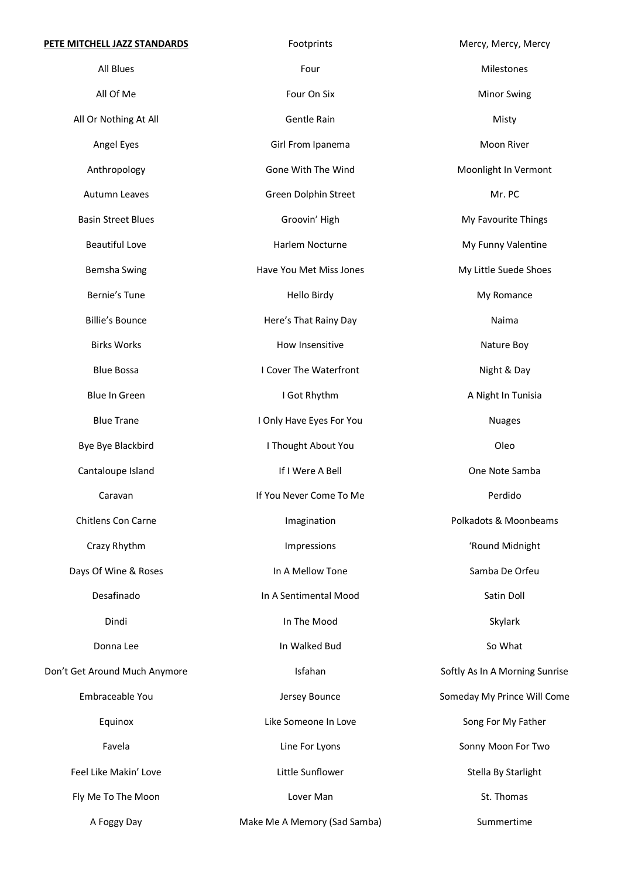**PETE MITCHELL JAZZ STANDARDS**

All Blues

All Of Me

All Or Nothing At All

Angel Eyes

Anthropology

Autumn Leaves

Basin Street Blues

Beautiful Love

Bemsha Swing

Bernie's Tune

Billie's Bounce

Birks Works

Blue Bossa

Blue In Green

Blue Trane

Bye Bye Blackbird

Cantaloupe Island

Caravan

Chitlens Con Carne

Crazy Rhythm

Days Of Wine & Roses

Desafinado

Dindi

Donna Lee

Don't Get Around Much Anymore

Embraceable You

Equinox

Favela

Feel Like Makin' Love

Fly Me To The Moon

A Foggy Day

Footprints

Four

Four On Six

Gentle Rain

Girl From Ipanema

Gone With The Wind

Green Dolphin Street

Groovin' High

Harlem Nocturne

Have You Met Miss Jones

Hello Birdy

Here's That Rainy Day

How Insensitive

I Cover The Waterfront

I Got Rhythm

I Only Have Eyes For You

I Thought About You

If I Were A Bell

If You Never Come To Me

Imagination

Impressions

In A Mellow Tone

In A Sentimental Mood

In The Mood

In Walked Bud

Isfahan

Jersey Bounce

Like Someone In Love

Line For Lyons

Little Sunflower

Lover Man

Make Me A Memory (Sad Samba)

Mercy, Mercy, Mercy

Milestones

Minor Swing

Misty

Moon River

Moonlight In Vermont

Mr. PC

My Favourite Things

My Funny Valentine

My Little Suede Shoes

My Romance

Naima

Nature Boy

Night & Day

A Night In Tunisia

Nuages

Oleo

One Note Samba

Perdido

Polkadots & Moonbeams

'Round Midnight

Samba De Orfeu

Satin Doll

Skylark

So What

Softly As In A Morning Sunrise

Someday My Prince Will Come

Song For My Father

Sonny Moon For Two

Stella By Starlight

St. Thomas

Summertime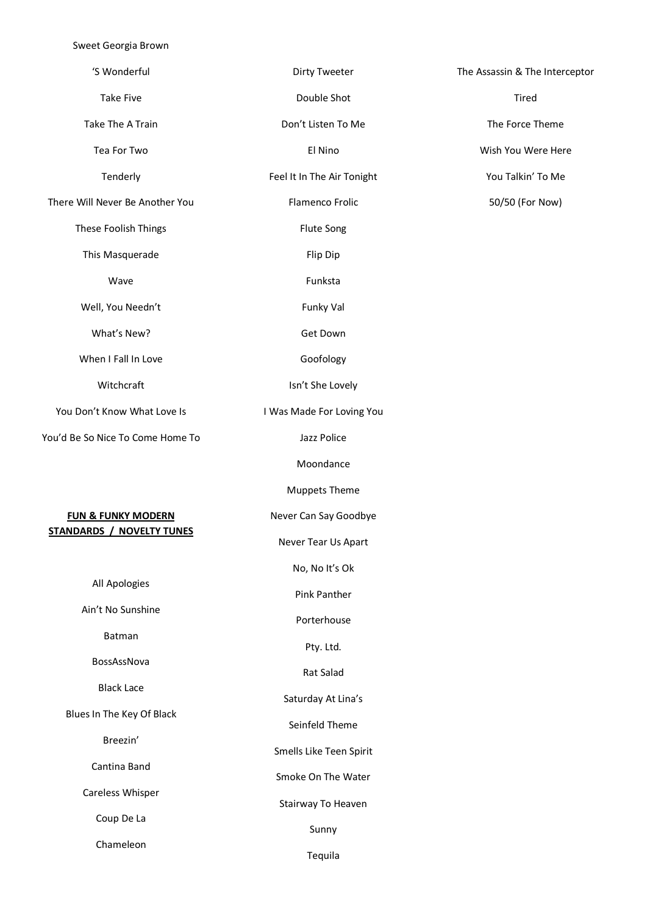Sweet Georgia Brown

'S Wonderful

Take Five

Take The A Train

Tea For Two

Tenderly

There Will Never Be Another You

These Foolish Things

This Masquerade

Wave

Well, You Needn't

What's New?

When I Fall In Love

Witchcraft

You Don't Know What Love Is

You'd Be So Nice To Come Home To

**FUN & FUNKY MODERN STANDARDS / NOVELTY TUNES**

All Apologies

Ain't No Sunshine

Batman

BossAssNova

Black Lace

Blues In The Key Of Black

Breezin'

Cantina Band

Careless Whisper

Coup De La

Chameleon

Dirty Tweeter

Double Shot

Don't Listen To Me

El Nino

Feel It In The Air Tonight

Flamenco Frolic

Flute Song

Flip Dip

Funksta

Funky Val

Get Down

Goofology

Isn't She Lovely

I Was Made For Loving You

Jazz Police

Moondance

Muppets Theme

Never Can Say Goodbye

Never Tear Us Apart

No, No It's Ok

Pink Panther

Porterhouse

Pty. Ltd.

Rat Salad

Saturday At Lina's

Seinfeld Theme

Smells Like Teen Spirit

Smoke On The Water

Stairway To Heaven

Sunny

Tequila

The Assassin & The Interceptor

Tired

The Force Theme

Wish You Were Here

You Talkin' To Me

50/50 (For Now)